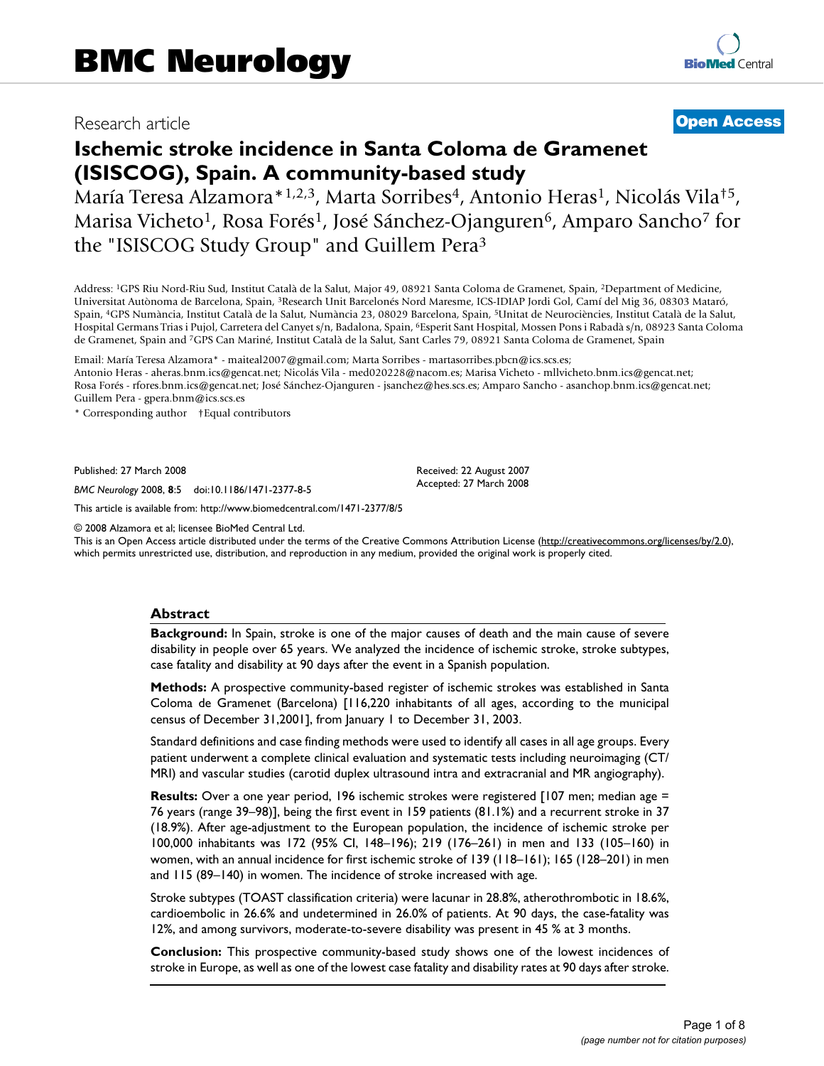# BMC Neurology

Research article

**Open Access**

# Ischemic stroke incidence in Santa Coloma de Gramenet (ISISCOG), Spain. A community-based study

María Teresa Alzamora*[1,2,3], Marta Sorribes[4], Antonio Heras[1], Nicolás Vila†[5], Marisa Vicheto[1], Rosa Forés[1], José Sánchez-Ojanguren[6], Amparo Sancho[7] for the "ISISCOG Study Group" and Guillem Pera[3]

Address: [1]GPS Riu Nord-Riu Sud, Institut Català de la Salut, Major 49, 08921 Santa Coloma de Gramenet, Spain, [2]Department of Medicine, Universitat Autònoma de Barcelona, Spain, [3]Research Unit Barcelonés Nord Maresme, ICS-IDIAP Jordi Gol, Camí del Mig 36, 08303 Mataró, Spain, [4]GPS Numància, Institut Català de la Salut, Numància 23, 08029 Barcelona, Spain, [5]Unitat de Neurociències, Institut Català de la Salut, Hospital Germans Trias i Pujol, Carretera del Canyet s/n, Badalona, Spain, [6]Esperit Sant Hospital, Mossen Pons i Rabadà s/n, 08923 Santa Coloma de Gramenet, Spain and [7]GPS Can Mariné, Institut Català de la Salut, Sant Carles 79, 08921 Santa Coloma de Gramenet, Spain

Email: María Teresa Alzamora* - maiteal2007@gmail.com; Marta Sorribes - martasorribes.pbcn@ics.scs.es; Antonio Heras - aheras.bnm.ics@gencat.net; Nicolás Vila - med020228@nacom.es; Marisa Vicheto - mllvicheto.bnm.ics@gencat.net; Rosa Forés - rfores.bnm.ics@gencat.net; José Sánchez-Ojanguren - jsanchez@hes.scs.es; Amparo Sancho - asanchop.bnm.ics@gencat.net; Guillem Pera - gpera.bnm@ics.scs.es

\* Corresponding author †Equal contributors

Published: 27 March 2008

*BMC Neurology* 2008, **8**:5 doi:10.1186/1471-2377-8-5

Received: 22 August 2007
Accepted: 27 March 2008

This article is available from: http://www.biomedcentral.com/1471-2377/8/5

© 2008 Alzamora et al; licensee BioMed Central Ltd.
This is an Open Access article distributed under the terms of the Creative Commons Attribution License (http://creativecommons.org/licenses/by/2.0), which permits unrestricted use, distribution, and reproduction in any medium, provided the original work is properly cited.

## Abstract

**Background:** In Spain, stroke is one of the major causes of death and the main cause of severe disability in people over 65 years. We analyzed the incidence of ischemic stroke, stroke subtypes, case fatality and disability at 90 days after the event in a Spanish population.

**Methods:** A prospective community-based register of ischemic strokes was established in Santa Coloma de Gramenet (Barcelona) [116,220 inhabitants of all ages, according to the municipal census of December 31,2001], from January 1 to December 31, 2003.

Standard definitions and case finding methods were used to identify all cases in all age groups. Every patient underwent a complete clinical evaluation and systematic tests including neuroimaging (CT/MRI) and vascular studies (carotid duplex ultrasound intra and extracranial and MR angiography).

**Results:** Over a one year period, 196 ischemic strokes were registered [107 men; median age = 76 years (range 39–98)], being the first event in 159 patients (81.1%) and a recurrent stroke in 37 (18.9%). After age-adjustment to the European population, the incidence of ischemic stroke per 100,000 inhabitants was 172 (95% CI, 148–196); 219 (176–261) in men and 133 (105–160) in women, with an annual incidence for first ischemic stroke of 139 (118–161); 165 (128–201) in men and 115 (89–140) in women. The incidence of stroke increased with age.

Stroke subtypes (TOAST classification criteria) were lacunar in 28.8%, atherothrombotic in 18.6%, cardioembolic in 26.6% and undetermined in 26.0% of patients. At 90 days, the case-fatality was 12%, and among survivors, moderate-to-severe disability was present in 45 % at 3 months.

**Conclusion:** This prospective community-based study shows one of the lowest incidences of stroke in Europe, as well as one of the lowest case fatality and disability rates at 90 days after stroke.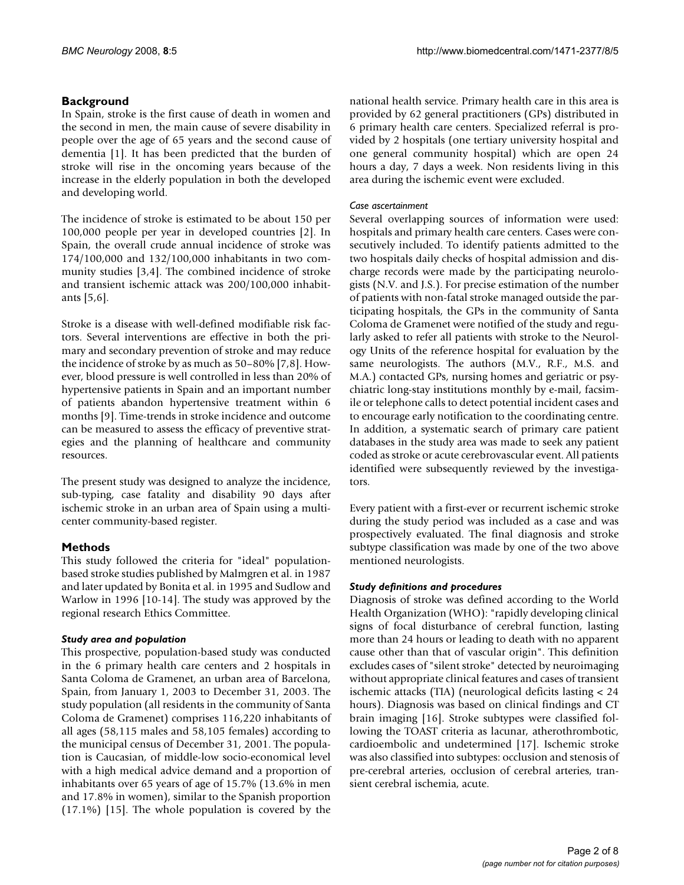## Background

In Spain, stroke is the first cause of death in women and the second in men, the main cause of severe disability in people over the age of 65 years and the second cause of dementia [1]. It has been predicted that the burden of stroke will rise in the oncoming years because of the increase in the elderly population in both the developed and developing world.

The incidence of stroke is estimated to be about 150 per 100,000 people per year in developed countries [2]. In Spain, the overall crude annual incidence of stroke was 174/100,000 and 132/100,000 inhabitants in two community studies [3,4]. The combined incidence of stroke and transient ischemic attack was 200/100,000 inhabitants [5,6].

Stroke is a disease with well-defined modifiable risk factors. Several interventions are effective in both the primary and secondary prevention of stroke and may reduce the incidence of stroke by as much as 50–80% [7,8]. However, blood pressure is well controlled in less than 20% of hypertensive patients in Spain and an important number of patients abandon hypertensive treatment within 6 months [9]. Time-trends in stroke incidence and outcome can be measured to assess the efficacy of preventive strategies and the planning of healthcare and community resources.

The present study was designed to analyze the incidence, sub-typing, case fatality and disability 90 days after ischemic stroke in an urban area of Spain using a multicenter community-based register.

## Methods

This study followed the criteria for "ideal" population-based stroke studies published by Malmgren et al. in 1987 and later updated by Bonita et al. in 1995 and Sudlow and Warlow in 1996 [10-14]. The study was approved by the regional research Ethics Committee.

### *Study area and population*

This prospective, population-based study was conducted in the 6 primary health care centers and 2 hospitals in Santa Coloma de Gramenet, an urban area of Barcelona, Spain, from January 1, 2003 to December 31, 2003. The study population (all residents in the community of Santa Coloma de Gramenet) comprises 116,220 inhabitants of all ages (58,115 males and 58,105 females) according to the municipal census of December 31, 2001. The population is Caucasian, of middle-low socio-economical level with a high medical advice demand and a proportion of inhabitants over 65 years of age of 15.7% (13.6% in men and 17.8% in women), similar to the Spanish proportion (17.1%) [15]. The whole population is covered by the national health service. Primary health care in this area is provided by 62 general practitioners (GPs) distributed in 6 primary health care centers. Specialized referral is provided by 2 hospitals (one tertiary university hospital and one general community hospital) which are open 24 hours a day, 7 days a week. Non residents living in this area during the ischemic event were excluded.

#### *Case ascertainment*

Several overlapping sources of information were used: hospitals and primary health care centers. Cases were consecutively included. To identify patients admitted to the two hospitals daily checks of hospital admission and discharge records were made by the participating neurologists (N.V. and J.S.). For precise estimation of the number of patients with non-fatal stroke managed outside the participating hospitals, the GPs in the community of Santa Coloma de Gramenet were notified of the study and regularly asked to refer all patients with stroke to the Neurology Units of the reference hospital for evaluation by the same neurologists. The authors (M.V., R.F., M.S. and M.A.) contacted GPs, nursing homes and geriatric or psychiatric long-stay institutions monthly by e-mail, facsimile or telephone calls to detect potential incident cases and to encourage early notification to the coordinating centre. In addition, a systematic search of primary care patient databases in the study area was made to seek any patient coded as stroke or acute cerebrovascular event. All patients identified were subsequently reviewed by the investigators.

Every patient with a first-ever or recurrent ischemic stroke during the study period was included as a case and was prospectively evaluated. The final diagnosis and stroke subtype classification was made by one of the two above mentioned neurologists.

### *Study definitions and procedures*

Diagnosis of stroke was defined according to the World Health Organization (WHO): "rapidly developing clinical signs of focal disturbance of cerebral function, lasting more than 24 hours or leading to death with no apparent cause other than that of vascular origin". This definition excludes cases of "silent stroke" detected by neuroimaging without appropriate clinical features and cases of transient ischemic attacks (TIA) (neurological deficits lasting < 24 hours). Diagnosis was based on clinical findings and CT brain imaging [16]. Stroke subtypes were classified following the TOAST criteria as lacunar, atherothrombotic, cardioembolic and undetermined [17]. Ischemic stroke was also classified into subtypes: occlusion and stenosis of pre-cerebral arteries, occlusion of cerebral arteries, transient cerebral ischemia, acute.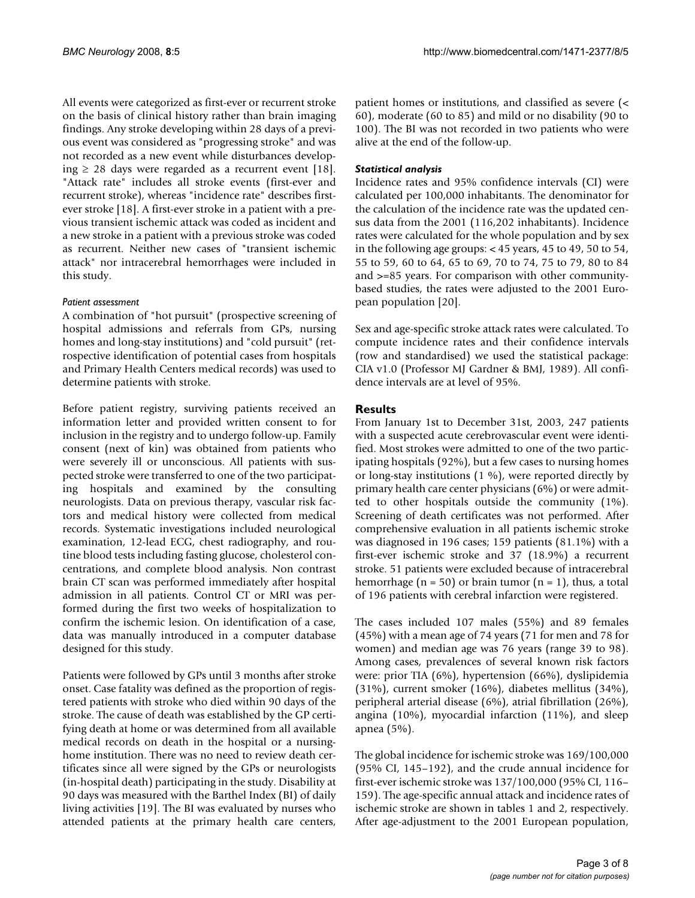All events were categorized as first-ever or recurrent stroke on the basis of clinical history rather than brain imaging findings. Any stroke developing within 28 days of a previous event was considered as "progressing stroke" and was not recorded as a new event while disturbances developing ≥ 28 days were regarded as a recurrent event [18]. "Attack rate" includes all stroke events (first-ever and recurrent stroke), whereas "incidence rate" describes first-ever stroke [18]. A first-ever stroke in a patient with a previous transient ischemic attack was coded as incident and a new stroke in a patient with a previous stroke was coded as recurrent. Neither new cases of "transient ischemic attack" nor intracerebral hemorrhages were included in this study.

#### *Patient assessment*

A combination of "hot pursuit" (prospective screening of hospital admissions and referrals from GPs, nursing homes and long-stay institutions) and "cold pursuit" (retrospective identification of potential cases from hospitals and Primary Health Centers medical records) was used to determine patients with stroke.

Before patient registry, surviving patients received an information letter and provided written consent to for inclusion in the registry and to undergo follow-up. Family consent (next of kin) was obtained from patients who were severely ill or unconscious. All patients with suspected stroke were transferred to one of the two participating hospitals and examined by the consulting neurologists. Data on previous therapy, vascular risk factors and medical history were collected from medical records. Systematic investigations included neurological examination, 12-lead ECG, chest radiography, and routine blood tests including fasting glucose, cholesterol concentrations, and complete blood analysis. Non contrast brain CT scan was performed immediately after hospital admission in all patients. Control CT or MRI was performed during the first two weeks of hospitalization to confirm the ischemic lesion. On identification of a case, data was manually introduced in a computer database designed for this study.

Patients were followed by GPs until 3 months after stroke onset. Case fatality was defined as the proportion of registered patients with stroke who died within 90 days of the stroke. The cause of death was established by the GP certifying death at home or was determined from all available medical records on death in the hospital or a nursing-home institution. There was no need to review death certificates since all were signed by the GPs or neurologists (in-hospital death) participating in the study. Disability at 90 days was measured with the Barthel Index (BI) of daily living activities [19]. The BI was evaluated by nurses who attended patients at the primary health care centers, patient homes or institutions, and classified as severe (< 60), moderate (60 to 85) and mild or no disability (90 to 100). The BI was not recorded in two patients who were alive at the end of the follow-up.

### *Statistical analysis*

Incidence rates and 95% confidence intervals (CI) were calculated per 100,000 inhabitants. The denominator for the calculation of the incidence rate was the updated census data from the 2001 (116,202 inhabitants). Incidence rates were calculated for the whole population and by sex in the following age groups: < 45 years, 45 to 49, 50 to 54, 55 to 59, 60 to 64, 65 to 69, 70 to 74, 75 to 79, 80 to 84 and >=85 years. For comparison with other community-based studies, the rates were adjusted to the 2001 European population [20].

Sex and age-specific stroke attack rates were calculated. To compute incidence rates and their confidence intervals (row and standardised) we used the statistical package: CIA v1.0 (Professor MJ Gardner & BMJ, 1989). All confidence intervals are at level of 95%.

## Results

From January 1st to December 31st, 2003, 247 patients with a suspected acute cerebrovascular event were identified. Most strokes were admitted to one of the two participating hospitals (92%), but a few cases to nursing homes or long-stay institutions (1 %), were reported directly by primary health care center physicians (6%) or were admitted to other hospitals outside the community (1%). Screening of death certificates was not performed. After comprehensive evaluation in all patients ischemic stroke was diagnosed in 196 cases; 159 patients (81.1%) with a first-ever ischemic stroke and 37 (18.9%) a recurrent stroke. 51 patients were excluded because of intracerebral hemorrhage (n = 50) or brain tumor (n = 1), thus, a total of 196 patients with cerebral infarction were registered.

The cases included 107 males (55%) and 89 females (45%) with a mean age of 74 years (71 for men and 78 for women) and median age was 76 years (range 39 to 98). Among cases, prevalences of several known risk factors were: prior TIA (6%), hypertension (66%), dyslipidemia (31%), current smoker (16%), diabetes mellitus (34%), peripheral arterial disease (6%), atrial fibrillation (26%), angina (10%), myocardial infarction (11%), and sleep apnea (5%).

The global incidence for ischemic stroke was 169/100,000 (95% CI, 145–192), and the crude annual incidence for first-ever ischemic stroke was 137/100,000 (95% CI, 116–159). The age-specific annual attack and incidence rates of ischemic stroke are shown in tables 1 and 2, respectively. After age-adjustment to the 2001 European population,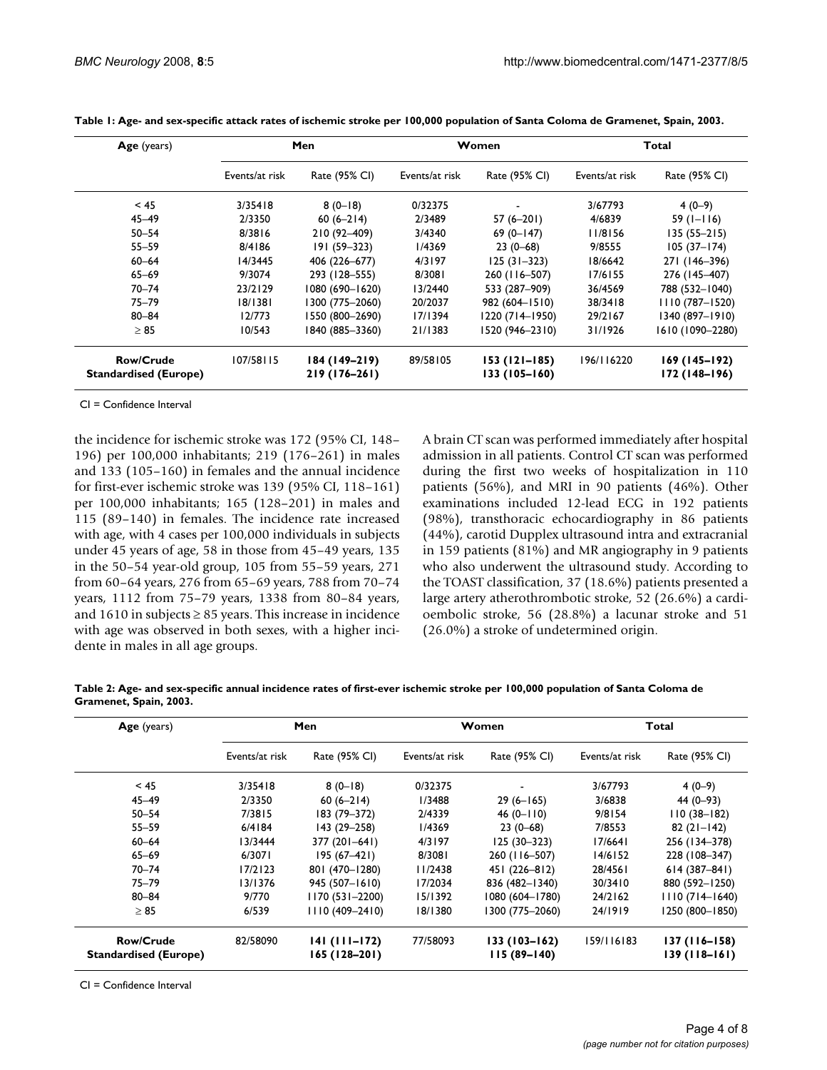**Table 1: Age- and sex-specific attack rates of ischemic stroke per 100,000 population of Santa Coloma de Gramenet, Spain, 2003.**

| Age (years) | Men | | Women | | Total | |
|---|---|---|---|---|---|---|
| | Events/at risk | Rate (95% CI) | Events/at risk | Rate (95% CI) | Events/at risk | Rate (95% CI) |
| < 45 | 3/35418 | 8 (0–18) | 0/32375 | - | 3/67793 | 4 (0–9) |
| 45–49 | 2/3350 | 60 (6–214) | 2/3489 | 57 (6–201) | 4/6839 | 59 (1–116) |
| 50–54 | 8/3816 | 210 (92–409) | 3/4340 | 69 (0–147) | 11/8156 | 135 (55–215) |
| 55–59 | 8/4186 | 191 (59–323) | 1/4369 | 23 (0–68) | 9/8555 | 105 (37–174) |
| 60–64 | 14/3445 | 406 (226–677) | 4/3197 | 125 (31–323) | 18/6642 | 271 (146–396) |
| 65–69 | 9/3074 | 293 (128–555) | 8/3081 | 260 (116–507) | 17/6155 | 276 (145–407) |
| 70–74 | 23/2129 | 1080 (690–1620) | 13/2440 | 533 (287–909) | 36/4569 | 788 (532–1040) |
| 75–79 | 18/1381 | 1300 (775–2060) | 20/2037 | 982 (604–1510) | 38/3418 | 1110 (787–1520) |
| 80–84 | 12/773 | 1550 (800–2690) | 17/1394 | 1220 (714–1950) | 29/2167 | 1340 (897–1910) |
| ≥ 85 | 10/543 | 1840 (885–3360) | 21/1383 | 1520 (946–2310) | 31/1926 | 1610 (1090–2280) |
| **Row/Crude** | 107/58115 | **184 (149–219)** | 89/58105 | **153 (121–185)** | 196/116220 | **169 (145–192)** |
| **Standardised (Europe)** | | **219 (176–261)** | | **133 (105–160)** | | **172 (148–196)** |

CI = Confidence Interval

the incidence for ischemic stroke was 172 (95% CI, 148–196) per 100,000 inhabitants; 219 (176–261) in males and 133 (105–160) in females and the annual incidence for first-ever ischemic stroke was 139 (95% CI, 118–161) per 100,000 inhabitants; 165 (128–201) in males and 115 (89–140) in females. The incidence rate increased with age, with 4 cases per 100,000 individuals in subjects under 45 years of age, 58 in those from 45–49 years, 135 in the 50–54 year-old group, 105 from 55–59 years, 271 from 60–64 years, 276 from 65–69 years, 788 from 70–74 years, 1112 from 75–79 years, 1338 from 80–84 years, and 1610 in subjects ≥ 85 years. This increase in incidence with age was observed in both sexes, with a higher incidente in males in all age groups.

A brain CT scan was performed immediately after hospital admission in all patients. Control CT scan was performed during the first two weeks of hospitalization in 110 patients (56%), and MRI in 90 patients (46%). Other examinations included 12-lead ECG in 192 patients (98%), transthoracic echocardiography in 86 patients (44%), carotid Dupplex ultrasound intra and extracranial in 159 patients (81%) and MR angiography in 9 patients who also underwent the ultrasound study. According to the TOAST classification, 37 (18.6%) patients presented a large artery atherothrombotic stroke, 52 (26.6%) a cardioembolic stroke, 56 (28.8%) a lacunar stroke and 51 (26.0%) a stroke of undetermined origin.

**Table 2: Age- and sex-specific annual incidence rates of first-ever ischemic stroke per 100,000 population of Santa Coloma de Gramenet, Spain, 2003.**

| Age (years) | Men | | Women | | Total | |
|---|---|---|---|---|---|---|
| | Events/at risk | Rate (95% CI) | Events/at risk | Rate (95% CI) | Events/at risk | Rate (95% CI) |
| < 45 | 3/35418 | 8 (0–18) | 0/32375 | - | 3/67793 | 4 (0–9) |
| 45–49 | 2/3350 | 60 (6–214) | 1/3488 | 29 (6–165) | 3/6838 | 44 (0–93) |
| 50–54 | 7/3815 | 183 (79–372) | 2/4339 | 46 (0–110) | 9/8154 | 110 (38–182) |
| 55–59 | 6/4184 | 143 (29–258) | 1/4369 | 23 (0–68) | 7/8553 | 82 (21–142) |
| 60–64 | 13/3444 | 377 (201–641) | 4/3197 | 125 (30–323) | 17/6641 | 256 (134–378) |
| 65–69 | 6/3071 | 195 (67–421) | 8/3081 | 260 (116–507) | 14/6152 | 228 (108–347) |
| 70–74 | 17/2123 | 801 (470–1280) | 11/2438 | 451 (226–812) | 28/4561 | 614 (387–841) |
| 75–79 | 13/1376 | 945 (507–1610) | 17/2034 | 836 (482–1340) | 30/3410 | 880 (592–1250) |
| 80–84 | 9/770 | 1170 (531–2200) | 15/1392 | 1080 (604–1780) | 24/2162 | 1110 (714–1640) |
| ≥ 85 | 6/539 | 1110 (409–2410) | 18/1380 | 1300 (775–2060) | 24/1919 | 1250 (800–1850) |
| **Row/Crude** | 82/58090 | **141 (111–172)** | 77/58093 | **133 (103–162)** | 159/116183 | **137 (116–158)** |
| **Standardised (Europe)** | | **165 (128–201)** | | **115 (89–140)** | | **139 (118–161)** |

CI = Confidence Interval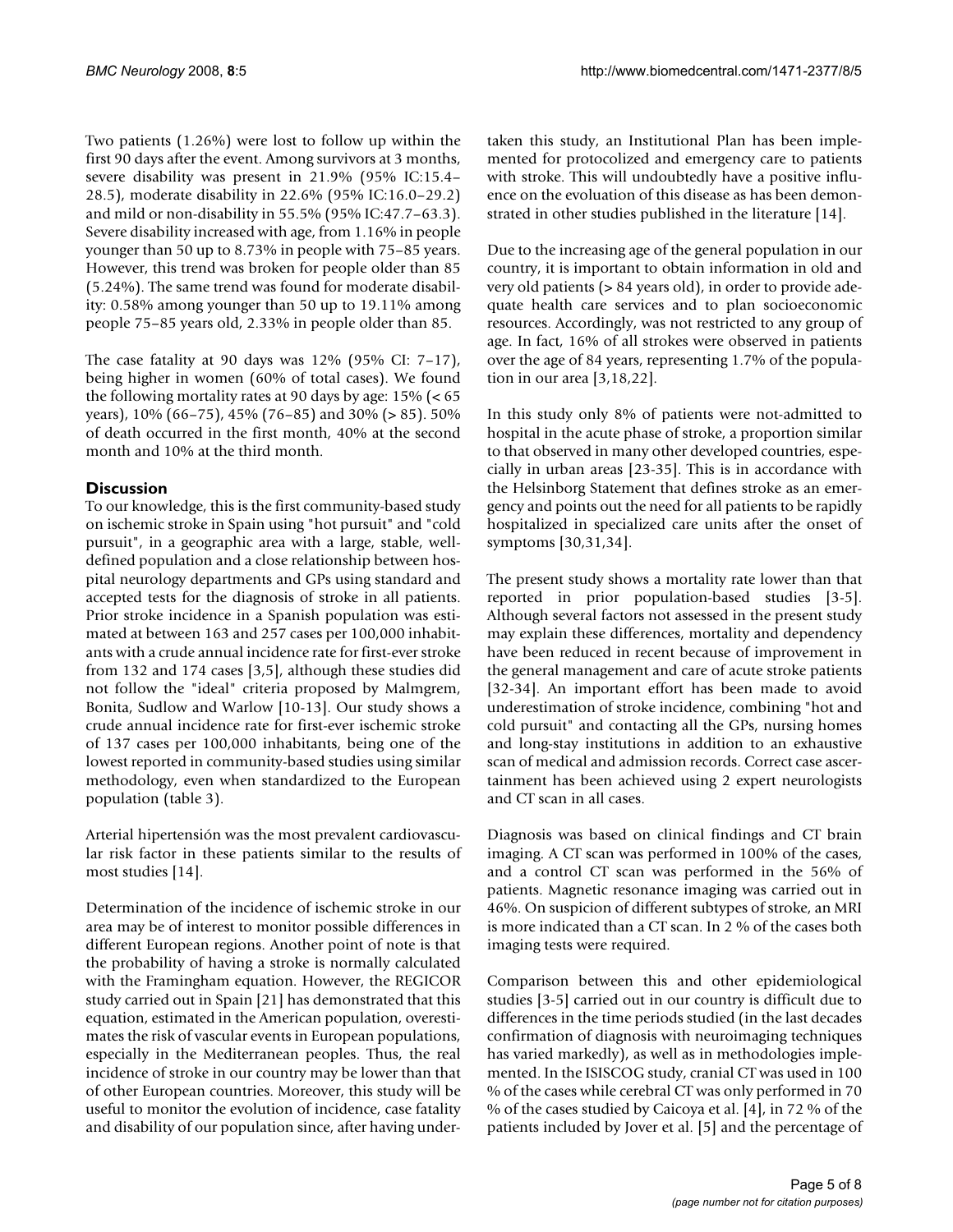Two patients (1.26%) were lost to follow up within the first 90 days after the event. Among survivors at 3 months, severe disability was present in 21.9% (95% IC:15.4–28.5), moderate disability in 22.6% (95% IC:16.0–29.2) and mild or non-disability in 55.5% (95% IC:47.7–63.3). Severe disability increased with age, from 1.16% in people younger than 50 up to 8.73% in people with 75–85 years. However, this trend was broken for people older than 85 (5.24%). The same trend was found for moderate disability: 0.58% among younger than 50 up to 19.11% among people 75–85 years old, 2.33% in people older than 85.

The case fatality at 90 days was 12% (95% CI: 7–17), being higher in women (60% of total cases). We found the following mortality rates at 90 days by age: 15% (< 65 years), 10% (66–75), 45% (76–85) and 30% (> 85). 50% of death occurred in the first month, 40% at the second month and 10% at the third month.

## Discussion

To our knowledge, this is the first community-based study on ischemic stroke in Spain using "hot pursuit" and "cold pursuit", in a geographic area with a large, stable, well-defined population and a close relationship between hospital neurology departments and GPs using standard and accepted tests for the diagnosis of stroke in all patients. Prior stroke incidence in a Spanish population was estimated at between 163 and 257 cases per 100,000 inhabitants with a crude annual incidence rate for first-ever stroke from 132 and 174 cases [3,5], although these studies did not follow the "ideal" criteria proposed by Malmgrem, Bonita, Sudlow and Warlow [10-13]. Our study shows a crude annual incidence rate for first-ever ischemic stroke of 137 cases per 100,000 inhabitants, being one of the lowest reported in community-based studies using similar methodology, even when standardized to the European population (table 3).

Arterial hipertensión was the most prevalent cardiovascular risk factor in these patients similar to the results of most studies [14].

Determination of the incidence of ischemic stroke in our area may be of interest to monitor possible differences in different European regions. Another point of note is that the probability of having a stroke is normally calculated with the Framingham equation. However, the REGICOR study carried out in Spain [21] has demonstrated that this equation, estimated in the American population, overestimates the risk of vascular events in European populations, especially in the Mediterranean peoples. Thus, the real incidence of stroke in our country may be lower than that of other European countries. Moreover, this study will be useful to monitor the evolution of incidence, case fatality and disability of our population since, after having undertaken this study, an Institutional Plan has been implemented for protocolized and emergency care to patients with stroke. This will undoubtedly have a positive influence on the evoluation of this disease as has been demonstrated in other studies published in the literature [14].

Due to the increasing age of the general population in our country, it is important to obtain information in old and very old patients (> 84 years old), in order to provide adequate health care services and to plan socioeconomic resources. Accordingly, was not restricted to any group of age. In fact, 16% of all strokes were observed in patients over the age of 84 years, representing 1.7% of the population in our area [3,18,22].

In this study only 8% of patients were not-admitted to hospital in the acute phase of stroke, a proportion similar to that observed in many other developed countries, especially in urban areas [23-35]. This is in accordance with the Helsinborg Statement that defines stroke as an emergency and points out the need for all patients to be rapidly hospitalized in specialized care units after the onset of symptoms [30,31,34].

The present study shows a mortality rate lower than that reported in prior population-based studies [3-5]. Although several factors not assessed in the present study may explain these differences, mortality and dependency have been reduced in recent because of improvement in the general management and care of acute stroke patients [32-34]. An important effort has been made to avoid underestimation of stroke incidence, combining "hot and cold pursuit" and contacting all the GPs, nursing homes and long-stay institutions in addition to an exhaustive scan of medical and admission records. Correct case ascertainment has been achieved using 2 expert neurologists and CT scan in all cases.

Diagnosis was based on clinical findings and CT brain imaging. A CT scan was performed in 100% of the cases, and a control CT scan was performed in the 56% of patients. Magnetic resonance imaging was carried out in 46%. On suspicion of different subtypes of stroke, an MRI is more indicated than a CT scan. In 2 % of the cases both imaging tests were required.

Comparison between this and other epidemiological studies [3-5] carried out in our country is difficult due to differences in the time periods studied (in the last decades confirmation of diagnosis with neuroimaging techniques has varied markedly), as well as in methodologies implemented. In the ISISCOG study, cranial CT was used in 100 % of the cases while cerebral CT was only performed in 70 % of the cases studied by Caicoya et al. [4], in 72 % of the patients included by Jover et al. [5] and the percentage of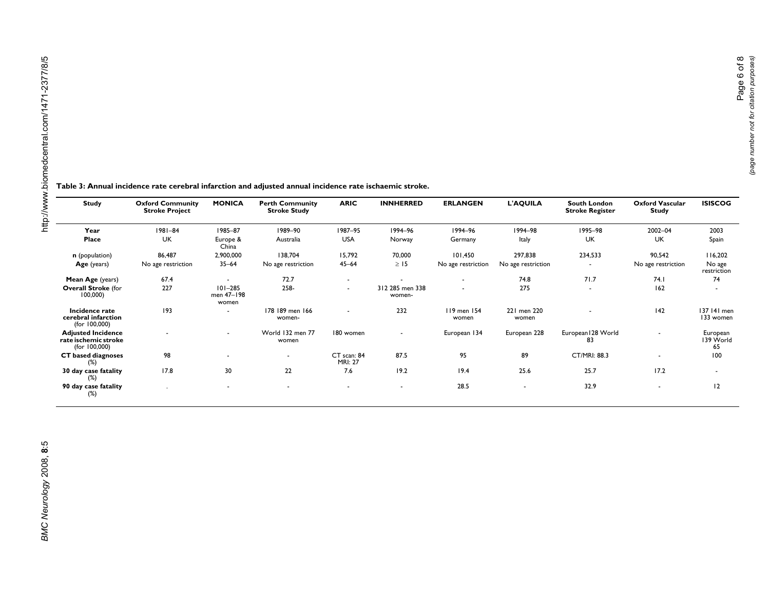**Table 3: Annual incidence rate cerebral infarction and adjusted annual incidence rate ischaemic stroke.**

| Study | Oxford Community Stroke Project | MONICA | Perth Community Stroke Study | ARIC | INNHERRED | ERLANGEN | L'AQUILA | South London Stroke Register | Oxford Vascular Study | ISISCOG |
|---|---|---|---|---|---|---|---|---|---|---|
| **Year** | 1981–84 | 1985–87 | 1989–90 | 1987–95 | 1994–96 | 1994–96 | 1994–98 | 1995–98 | 2002–04 | 2003 |
| **Place** | UK | Europe & China | Australia | USA | Norway | Germany | Italy | UK | UK | Spain |
| **n** (population) | 86,487 | 2,900,000 | 138,704 | 15,792 | 70,000 | 101,450 | 297,838 | 234,533 | 90,542 | 116,202 |
| **Age** (years) | No age restriction | 35–64 | No age restriction | 45–64 | ≥ 15 | No age restriction | No age restriction | - | No age restriction | No age restriction |
| **Mean Age** (years) | 67.4 | - | 72.7 | - | - | - | 74.8 | 71.7 | 74.1 | 74 |
| **Overall Stroke** (for 100,000) | 227 | 101–285 men 47–198 women | 258- | - | 312 285 men 338 women- | - | 275 | - | 162 | - |
| **Incidence rate cerebral infarction** (for 100,000) | 193 | - | 178 189 men 166 women- | - | 232 | 119 men 154 women | 221 men 220 women | - | 142 | 137 141 men 133 women |
| **Adjusted Incidence rate ischemic stroke** (for 100,000) | - | - | World 132 men 77 women | 180 women | - | European 134 | European 228 | European128 World 83 | - | European 139 World 65 |
| **CT based diagnoses** (%) | 98 | - | - | CT scan: 84 MRI: 27 | 87.5 | 95 | 89 | CT/MRI: 88.3 | - | 100 |
| **30 day case fatality** (%) | 17.8 | 30 | 22 | 7.6 | 19.2 | 19.4 | 25.6 | 25.7 | 17.2 | - |
| **90 day case fatality** (%) | . | - | - | - | - | 28.5 | - | 32.9 | - | 12 |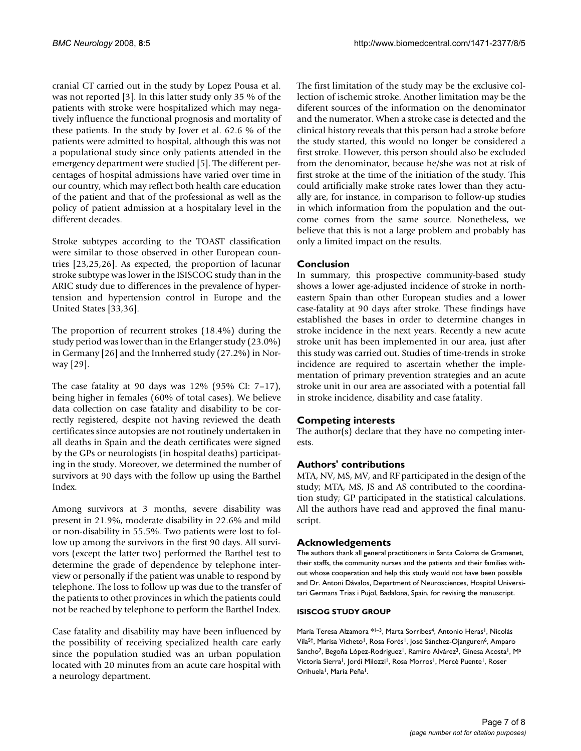cranial CT carried out in the study by Lopez Pousa et al. was not reported [3]. In this latter study only 35 % of the patients with stroke were hospitalized which may negatively influence the functional prognosis and mortality of these patients. In the study by Jover et al. 62.6 % of the patients were admitted to hospital, although this was not a populational study since only patients attended in the emergency department were studied [5]. The different percentages of hospital admissions have varied over time in our country, which may reflect both health care education of the patient and that of the professional as well as the policy of patient admission at a hospitalary level in the different decades.

Stroke subtypes according to the TOAST classification were similar to those observed in other European countries [23,25,26]. As expected, the proportion of lacunar stroke subtype was lower in the ISISCOG study than in the ARIC study due to differences in the prevalence of hypertension and hypertension control in Europe and the United States [33,36].

The proportion of recurrent strokes (18.4%) during the study period was lower than in the Erlanger study (23.0%) in Germany [26] and the Innherred study (27.2%) in Norway [29].

The case fatality at 90 days was 12% (95% CI: 7–17), being higher in females (60% of total cases). We believe data collection on case fatality and disability to be correctly registered, despite not having reviewed the death certificates since autopsies are not routinely undertaken in all deaths in Spain and the death certificates were signed by the GPs or neurologists (in hospital deaths) participating in the study. Moreover, we determined the number of survivors at 90 days with the follow up using the Barthel Index.

Among survivors at 3 months, severe disability was present in 21.9%, moderate disability in 22.6% and mild or non-disability in 55.5%. Two patients were lost to follow up among the survivors in the first 90 days. All survivors (except the latter two) performed the Barthel test to determine the grade of dependence by telephone interview or personally if the patient was unable to respond by telephone. The loss to follow up was due to the transfer of the patients to other provinces in which the patients could not be reached by telephone to perform the Barthel Index.

Case fatality and disability may have been influenced by the possibility of receiving specialized health care early since the population studied was an urban population located with 20 minutes from an acute care hospital with a neurology department.

The first limitation of the study may be the exclusive collection of ischemic stroke. Another limitation may be the diferent sources of the information on the denominator and the numerator. When a stroke case is detected and the clinical history reveals that this person had a stroke before the study started, this would no longer be considered a first stroke. However, this person should also be excluded from the denominator, because he/she was not at risk of first stroke at the time of the initiation of the study. This could artificially make stroke rates lower than they actually are, for instance, in comparison to follow-up studies in which information from the population and the outcome comes from the same source. Nonetheless, we believe that this is not a large problem and probably has only a limited impact on the results.

## Conclusion

In summary, this prospective community-based study shows a lower age-adjusted incidence of stroke in northeastern Spain than other European studies and a lower case-fatality at 90 days after stroke. These findings have established the bases in order to determine changes in stroke incidence in the next years. Recently a new acute stroke unit has been implemented in our area, just after this study was carried out. Studies of time-trends in stroke incidence are required to ascertain whether the implementation of primary prevention strategies and an acute stroke unit in our area are associated with a potential fall in stroke incidence, disability and case fatality.

## Competing interests

The author(s) declare that they have no competing interests.

## Authors' contributions

MTA, NV, MS, MV, and RF participated in the design of the study; MTA, MS, JS and AS contributed to the coordination study; GP participated in the statistical calculations. All the authors have read and approved the final manuscript.

## Acknowledgements

The authors thank all general practitioners in Santa Coloma de Gramenet, their staffs, the community nurses and the patients and their families without whose cooperation and help this study would not have been possible and Dr. Antoni Dávalos, Department of Neurosciences, Hospital Universitari Germans Trias i Pujol, Badalona, Spain, for revising the manuscript.

### ISISCOG STUDY GROUP

María Teresa Alzamora *[1–3], Marta Sorribes[4], Antonio Heras[1], Nicolás Vila[5†], Marisa Vicheto[1], Rosa Forés[1], José Sánchez-Ojanguren[6], Amparo Sancho[7], Begoña López-Rodríguez[1], Ramiro Alvárez[3], Ginesa Acosta[1], Mª Victoria Sierra[1], Jordi Milozzi[1], Rosa Morros[1], Mercè Puente[1], Roser Orihuela[1], Maria Peña[1].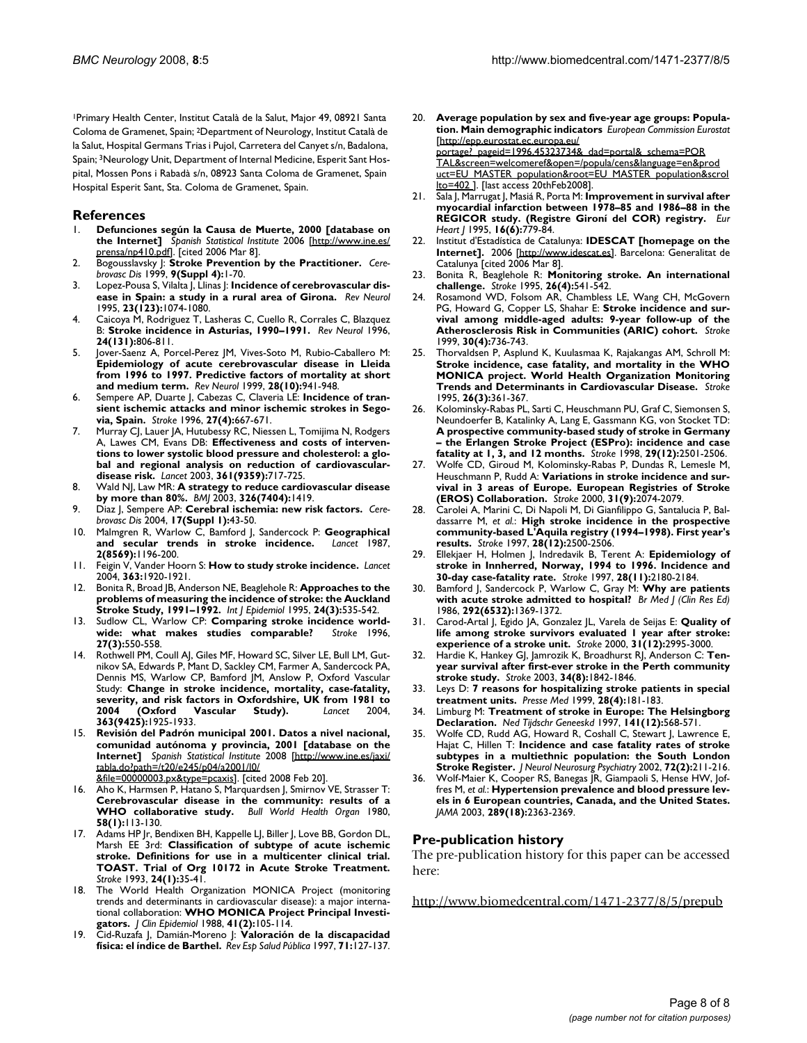[1]Primary Health Center, Institut Català de la Salut, Major 49, 08921 Santa Coloma de Gramenet, Spain; [2]Department of Neurology, Institut Català de la Salut, Hospital Germans Trias i Pujol, Carretera del Canyet s/n, Badalona, Spain; [3]Neurology Unit, Department of Internal Medicine, Esperit Sant Hospital, Mossen Pons i Rabadà s/n, 08923 Santa Coloma de Gramenet, Spain Hospital Esperit Sant, Sta. Coloma de Gramenet, Spain.

## References

1. **Defunciones según la Causa de Muerte, 2000 [database on the Internet]** *Spanish Statistical Institute* 2006 [http://www.ine.es/prensa/np410.pdf]. [cited 2006 Mar 8].
2. Bogousslavsky J: **Stroke Prevention by the Practitioner.** *Cerebrovasc Dis* 1999, **9(Suppl 4):**1-70.
3. Lopez-Pousa S, Vilalta J, Llinas J: **Incidence of cerebrovascular disease in Spain: a study in a rural area of Girona.** *Rev Neurol* 1995, **23(123):**1074-1080.
4. Caicoya M, Rodriguez T, Lasheras C, Cuello R, Corrales C, Blazquez B: **Stroke incidence in Asturias, 1990–1991.** *Rev Neurol* 1996, **24(131):**806-811.
5. Jover-Saenz A, Porcel-Perez JM, Vives-Soto M, Rubio-Caballero M: **Epidemiology of acute cerebrovascular disease in Lleida from 1996 to 1997. Predictive factors of mortality at short and medium term.** *Rev Neurol* 1999, **28(10):**941-948.
6. Sempere AP, Duarte J, Cabezas C, Claveria LE: **Incidence of transient ischemic attacks and minor ischemic strokes in Segovia, Spain.** *Stroke* 1996, **27(4):**667-671.
7. Murray CJ, Lauer JA, Hutubessy RC, Niessen L, Tomijima N, Rodgers A, Lawes CM, Evans DB: **Effectiveness and costs of interventions to lower systolic blood pressure and cholesterol: a global and regional analysis on reduction of cardiovascular-disease risk.** *Lancet* 2003, **361(9359):**717-725.
8. Wald NJ, Law MR: **A strategy to reduce cardiovascular disease by more than 80%.** *BMJ* 2003, **326(7404):**1419.
9. Diaz J, Sempere AP: **Cerebral ischemia: new risk factors.** *Cerebrovasc Dis* 2004, **17(Suppl 1):**43-50.
10. Malmgren R, Warlow C, Bamford J, Sandercock P: **Geographical and secular trends in stroke incidence.** *Lancet* 1987, **2(8569):**1196-200.
11. Feigin V, Vander Hoorn S: **How to study stroke incidence.** *Lancet* 2004, **363:**1920-1921.
12. Bonita R, Broad JB, Anderson NE, Beaglehole R: **Approaches to the problems of measuring the incidence of stroke: the Auckland Stroke Study, 1991–1992.** *Int J Epidemiol* 1995, **24(3):**535-542.
13. Sudlow CL, Warlow CP: **Comparing stroke incidence worldwide: what makes studies comparable?** *Stroke* 1996, **27(3):**550-558.
14. Rothwell PM, Coull AJ, Giles MF, Howard SC, Silver LE, Bull LM, Gutnikov SA, Edwards P, Mant D, Sackley CM, Farmer A, Sandercock PA, Dennis MS, Warlow CP, Bamford JM, Anslow P, Oxford Vascular Study: **Change in stroke incidence, mortality, case-fatality, severity, and risk factors in Oxfordshire, UK from 1981 to 2004 (Oxford Vascular Study).** *Lancet* 2004, **363(9425):**1925-1933.
15. **Revisión del Padrón municipal 2001. Datos a nivel nacional, comunidad autónoma y provincia, 2001 [database on the Internet]** *Spanish Statistical Institute* 2008 [http://www.ine.es/jaxi/tabla.do?path=/t20/e245/p04/a2001/l0/&file=00000003.px&type=pcaxis]. [cited 2008 Feb 20].
16. Aho K, Harmsen P, Hatano S, Marquardsen J, Smirnov VE, Strasser T: **Cerebrovascular disease in the community: results of a WHO collaborative study.** *Bull World Health Organ* 1980, **58(1):**113-130.
17. Adams HP Jr, Bendixen BH, Kappelle LJ, Biller J, Love BB, Gordon DL, Marsh EE 3rd: **Classification of subtype of acute ischemic stroke. Definitions for use in a multicenter clinical trial. TOAST. Trial of Org 10172 in Acute Stroke Treatment.** *Stroke* 1993, **24(1):**35-41.
18. The World Health Organization MONICA Project (monitoring trends and determinants in cardiovascular disease): a major international collaboration: **WHO MONICA Project Principal Investigators.** *J Clin Epidemiol* 1988, **41(2):**105-114.
19. Cid-Ruzafa J, Damián-Moreno J: **Valoración de la discapacidad física: el índice de Barthel.** *Rev Esp Salud Pública* 1997, **71:**127-137.
20. **Average population by sex and five-year age groups: Population. Main demographic indicators** *European Commission Eurostat* [http://epp.eurostat.ec.europa.eu/portage?_pageid=1996,45323734&_dad=portal&_schema=PORTAL&screen=welcomeref&open=/popula/cens&language=en&product=EU_MASTER_population&root=EU_MASTER_population&scrollto=402 ]. [last access 20thFeb2008].
21. Sala J, Marrugat J, Masiá R, Porta M: **Improvement in survival after myocardial infarction between 1978–85 and 1986–88 in the REGICOR study. (Registre Gironí del COR) registry.** *Eur Heart J* 1995, **16(6):**779-84.
22. Institut d'Estadística de Catalunya: **IDESCAT [homepage on the Internet].** 2006 [http://www.idescat.es]. Barcelona: Generalitat de Catalunya [cited 2006 Mar 8].
23. Bonita R, Beaglehole R: **Monitoring stroke. An international challenge.** *Stroke* 1995, **26(4):**541-542.
24. Rosamond WD, Folsom AR, Chambless LE, Wang CH, McGovern PG, Howard G, Copper LS, Shahar E: **Stroke incidence and survival among middle-aged adults: 9-year follow-up of the Atherosclerosis Risk in Communities (ARIC) cohort.** *Stroke* 1999, **30(4):**736-743.
25. Thorvaldsen P, Asplund K, Kuulasmaa K, Rajakangas AM, Schroll M: **Stroke incidence, case fatality, and mortality in the WHO MONICA project. World Health Organization Monitoring Trends and Determinants in Cardiovascular Disease.** *Stroke* 1995, **26(3):**361-367.
26. Kolominsky-Rabas PL, Sarti C, Heuschmann PU, Graf C, Siemonsen S, Neundoerfer B, Katalinky A, Lang E, Gassmann KG, von Stocket TD: **A prospective community-based study of stroke in Germany – the Erlangen Stroke Project (ESPro): incidence and case fatality at 1, 3, and 12 months.** *Stroke* 1998, **29(12):**2501-2506.
27. Wolfe CD, Giroud M, Kolominsky-Rabas P, Dundas R, Lemesle M, Heuschmann P, Rudd A: **Variations in stroke incidence and survival in 3 areas of Europe. European Registries of Stroke (EROS) Collaboration.** *Stroke* 2000, **31(9):**2074-2079.
28. Carolei A, Marini C, Di Napoli M, Di Gianfilippo G, Santalucia P, Baldassarre M, *et al.*: **High stroke incidence in the prospective community-based L'Aquila registry (1994–1998). First year's results.** *Stroke* 1997, **28(12):**2500-2506.
29. Ellekjaer H, Holmen J, Indredavik B, Terent A: **Epidemiology of stroke in Innherred, Norway, 1994 to 1996. Incidence and 30-day case-fatality rate.** *Stroke* 1997, **28(11):**2180-2184.
30. Bamford J, Sandercock P, Warlow C, Gray M: **Why are patients with acute stroke admitted to hospital?** *Br Med J (Clin Res Ed)* 1986, **292(6532):**1369-1372.
31. Carod-Artal J, Egido JA, Gonzalez JL, Varela de Seijas E: **Quality of life among stroke survivors evaluated 1 year after stroke: experience of a stroke unit.** *Stroke* 2000, **31(12):**2995-3000.
32. Hardie K, Hankey GJ, Jamrozik K, Broadhurst RJ, Anderson C: **Ten-year survival after first-ever stroke in the Perth community stroke study.** *Stroke* 2003, **34(8):**1842-1846.
33. Leys D: **7 reasons for hospitalizing stroke patients in special treatment units.** *Presse Med* 1999, **28(4):**181-183.
34. Limburg M: **Treatment of stroke in Europe: The Helsingborg Declaration.** *Ned Tijdschr Geneeskd* 1997, **141(12):**568-571.
35. Wolfe CD, Rudd AG, Howard R, Coshall C, Stewart J, Lawrence E, Hajat C, Hillen T: **Incidence and case fatality rates of stroke subtypes in a multiethnic population: the South London Stroke Register.** *J Neurol Neurosurg Psychiatry* 2002, **72(2):**211-216.
36. Wolf-Maier K, Cooper RS, Banegas JR, Giampaoli S, Hense HW, Joffres M, *et al.*: **Hypertension prevalence and blood pressure levels in 6 European countries, Canada, and the United States.** *JAMA* 2003, **289(18):**2363-2369.

## Pre-publication history

The pre-publication history for this paper can be accessed here:

http://www.biomedcentral.com/1471-2377/8/5/prepub